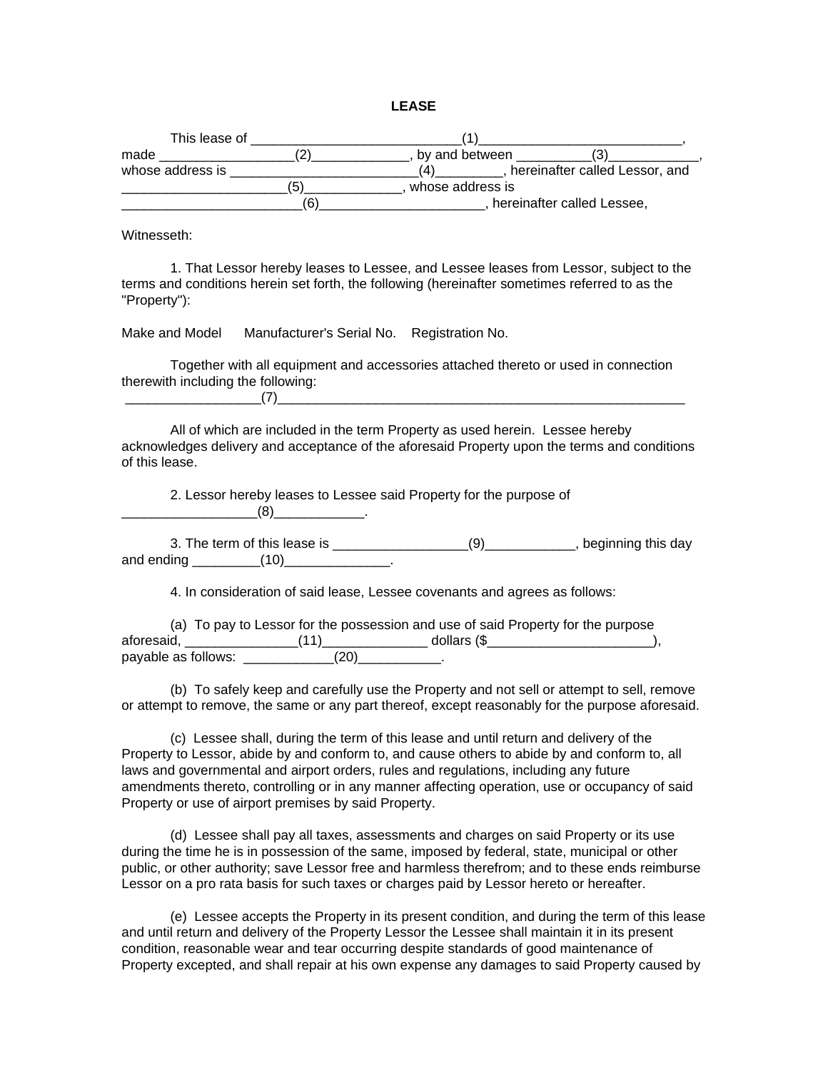# LEASE

This lease of ___________________________(1)___________________________, made _________________(2)_____________, by and between __________(3)____________, whose address is _________________________(4)_________, hereinafter called Lessor, and _____________________(5)_____________, whose address is ________________________(6)______________________, hereinafter called Lessee,

Witnesseth:

1. That Lessor hereby leases to Lessee, and Lessee leases from Lessor, subject to the terms and conditions herein set forth, the following (hereinafter sometimes referred to as the "Property"):

Make and Model      Manufacturer's Serial No.    Registration No.

Together with all equipment and accessories attached thereto or used in connection therewith including the following:
__________________(7)__________________________________________________________

All of which are included in the term Property as used herein. Lessee hereby acknowledges delivery and acceptance of the aforesaid Property upon the terms and conditions of this lease.

2. Lessor hereby leases to Lessee said Property for the purpose of __________________(8)____________.

3. The term of this lease is __________________(9)____________, beginning this day and ending _________(10)______________.

4. In consideration of said lease, Lessee covenants and agrees as follows:

(a) To pay to Lessor for the possession and use of said Property for the purpose aforesaid, _______________(11)______________ dollars ($______________________), payable as follows: ____________(20)___________.

(b) To safely keep and carefully use the Property and not sell or attempt to sell, remove or attempt to remove, the same or any part thereof, except reasonably for the purpose aforesaid.

(c) Lessee shall, during the term of this lease and until return and delivery of the Property to Lessor, abide by and conform to, and cause others to abide by and conform to, all laws and governmental and airport orders, rules and regulations, including any future amendments thereto, controlling or in any manner affecting operation, use or occupancy of said Property or use of airport premises by said Property.

(d) Lessee shall pay all taxes, assessments and charges on said Property or its use during the time he is in possession of the same, imposed by federal, state, municipal or other public, or other authority; save Lessor free and harmless therefrom; and to these ends reimburse Lessor on a pro rata basis for such taxes or charges paid by Lessor hereto or hereafter.

(e) Lessee accepts the Property in its present condition, and during the term of this lease and until return and delivery of the Property Lessor the Lessee shall maintain it in its present condition, reasonable wear and tear occurring despite standards of good maintenance of Property excepted, and shall repair at his own expense any damages to said Property caused by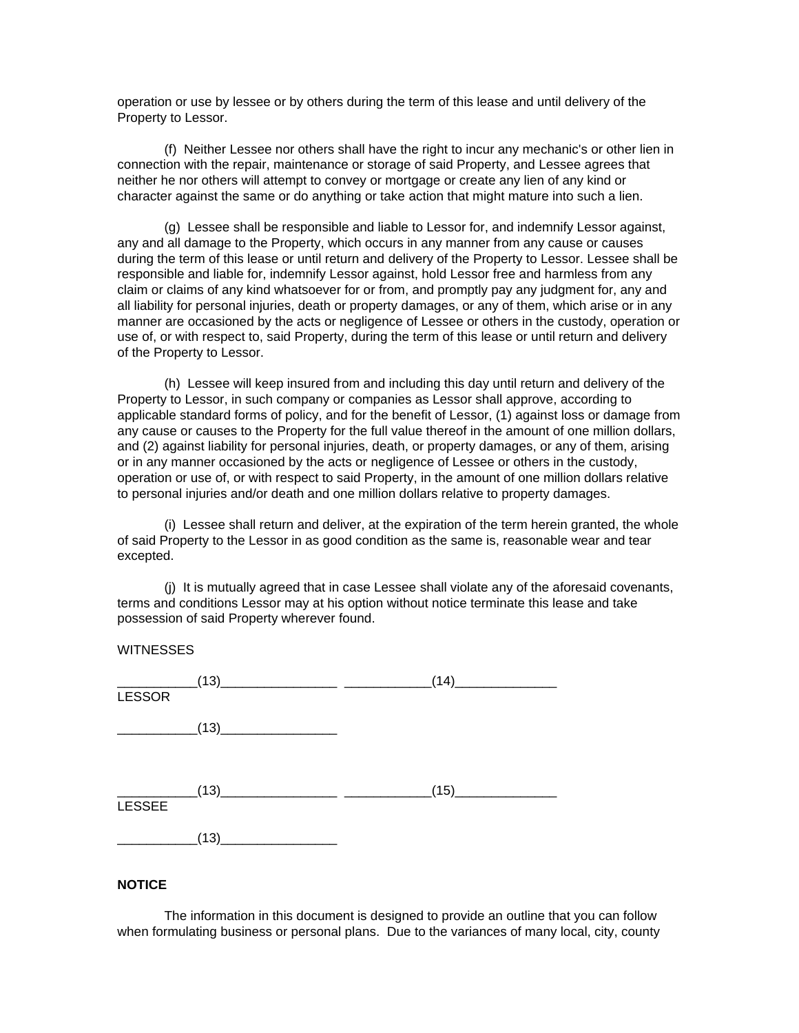operation or use by lessee or by others during the term of this lease and until delivery of the Property to Lessor.

(f) Neither Lessee nor others shall have the right to incur any mechanic's or other lien in connection with the repair, maintenance or storage of said Property, and Lessee agrees that neither he nor others will attempt to convey or mortgage or create any lien of any kind or character against the same or do anything or take action that might mature into such a lien.

(g) Lessee shall be responsible and liable to Lessor for, and indemnify Lessor against, any and all damage to the Property, which occurs in any manner from any cause or causes during the term of this lease or until return and delivery of the Property to Lessor. Lessee shall be responsible and liable for, indemnify Lessor against, hold Lessor free and harmless from any claim or claims of any kind whatsoever for or from, and promptly pay any judgment for, any and all liability for personal injuries, death or property damages, or any of them, which arise or in any manner are occasioned by the acts or negligence of Lessee or others in the custody, operation or use of, or with respect to, said Property, during the term of this lease or until return and delivery of the Property to Lessor.

(h) Lessee will keep insured from and including this day until return and delivery of the Property to Lessor, in such company or companies as Lessor shall approve, according to applicable standard forms of policy, and for the benefit of Lessor, (1) against loss or damage from any cause or causes to the Property for the full value thereof in the amount of one million dollars, and (2) against liability for personal injuries, death, or property damages, or any of them, arising or in any manner occasioned by the acts or negligence of Lessee or others in the custody, operation or use of, or with respect to said Property, in the amount of one million dollars relative to personal injuries and/or death and one million dollars relative to property damages.

(i) Lessee shall return and deliver, at the expiration of the term herein granted, the whole of said Property to the Lessor in as good condition as the same is, reasonable wear and tear excepted.

(j) It is mutually agreed that in case Lessee shall violate any of the aforesaid covenants, terms and conditions Lessor may at his option without notice terminate this lease and take possession of said Property wherever found.

WITNESSES

___________(13)________________ ____________(14)______________
LESSOR

___________(13)________________

___________(13)________________ ____________(15)______________
LESSEE

___________(13)________________

**NOTICE**

The information in this document is designed to provide an outline that you can follow when formulating business or personal plans. Due to the variances of many local, city, county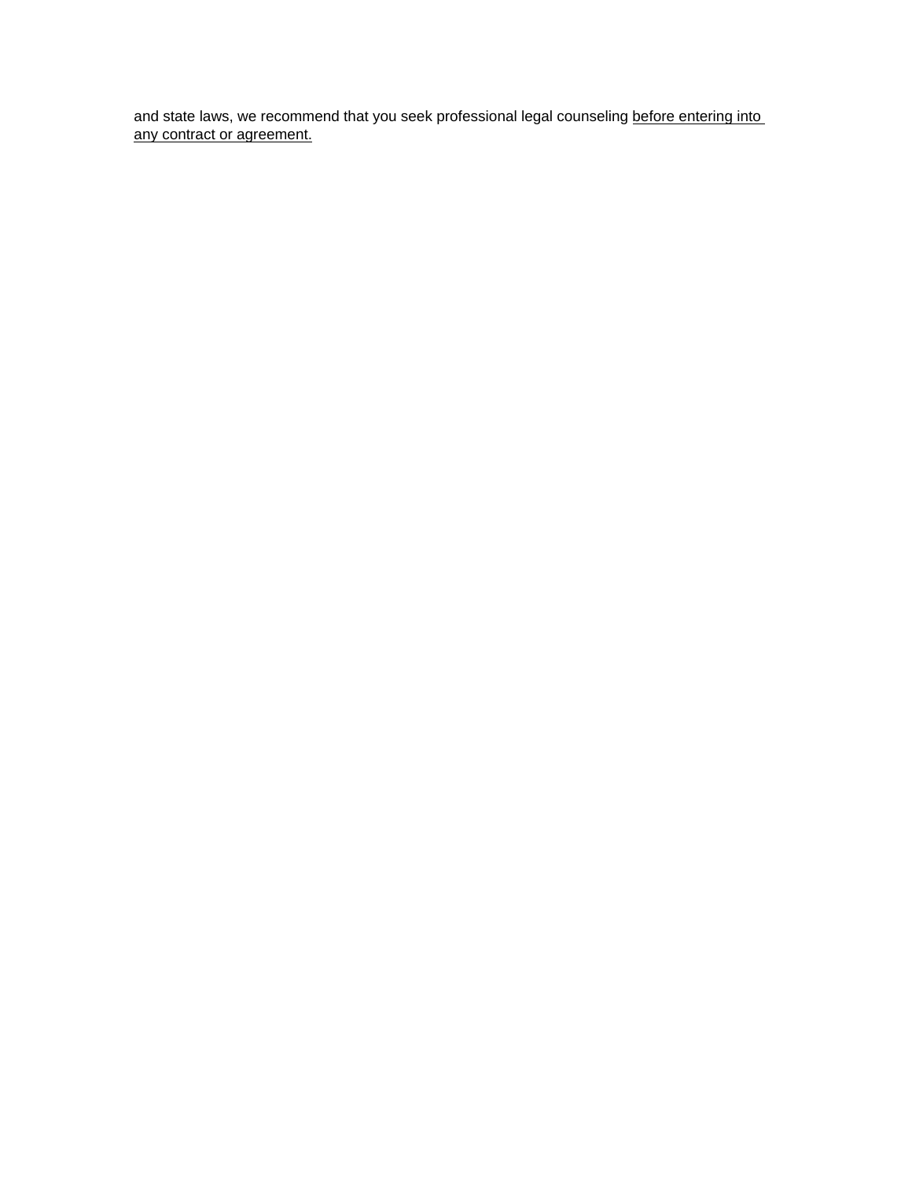and state laws, we recommend that you seek professional legal counseling <u>before entering into any contract or agreement.</u>